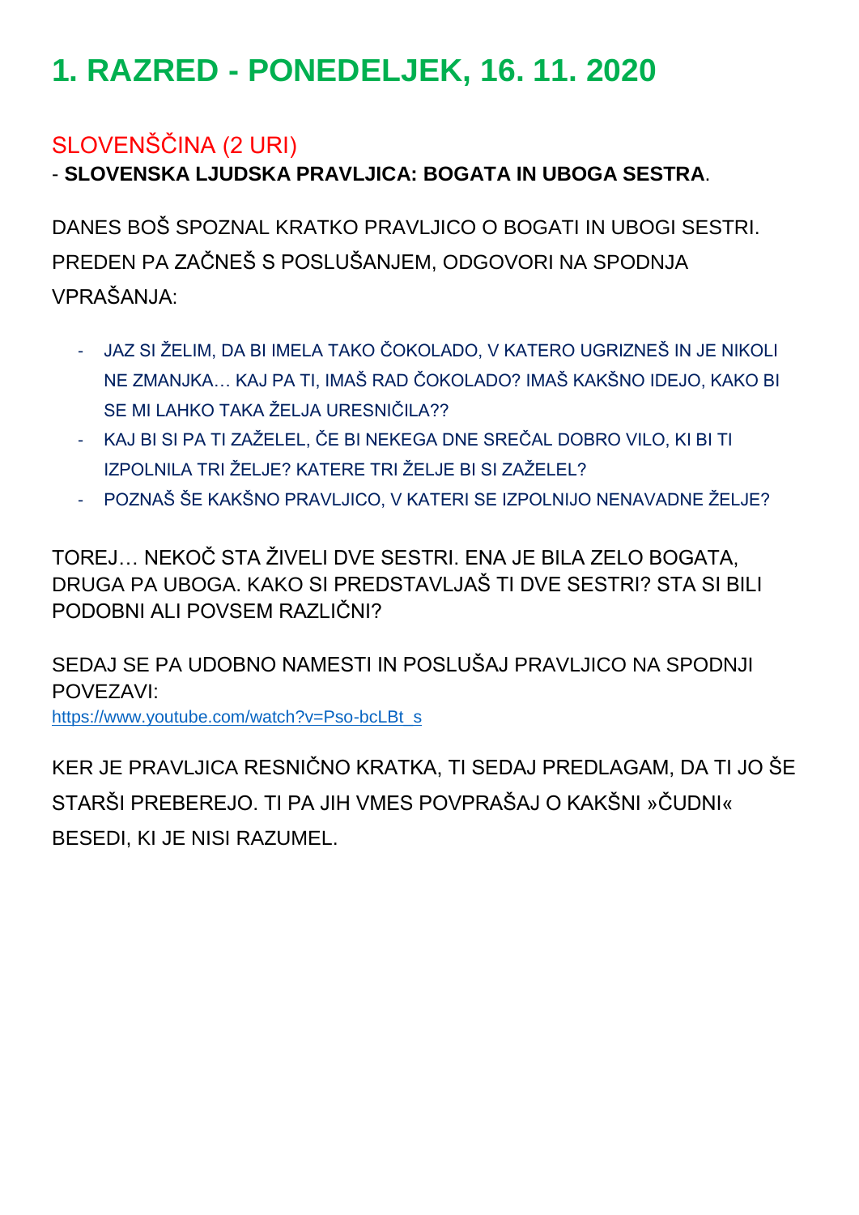# 1. RAZRED - PONEDELJEK, 16. 11. 2020

## SLOVENŠČINA (2 URI)

- **SLOVENSKA LJUDSKA PRAVLJICA: BOGATA IN UBOGA SESTRA**.

DANES BOŠ SPOZNAL KRATKO PRAVLJICO O BOGATI IN UBOGI SESTRI. PREDEN PA ZAČNEŠ S POSLUŠANJEM, ODGOVORI NA SPODNJA VPRAŠANJA:

- JAZ SI ŽELIM, DA BI IMELA TAKO ČOKOLADO, V KATERO UGRIZNEŠ IN JE NIKOLI NE ZMANJKA… KAJ PA TI, IMAŠ RAD ČOKOLADO? IMAŠ KAKŠNO IDEJO, KAKO BI SE MI LAHKO TAKA ŽELJA URESNIČILA??
- KAJ BI SI PA TI ZAŽELEL, ČE BI NEKEGA DNE SREČAL DOBRO VILO, KI BI TI IZPOLNILA TRI ŽELJE? KATERE TRI ŽELJE BI SI ZAŽELEL?
- POZNAŠ ŠE KAKŠNO PRAVLJICO, V KATERI SE IZPOLNIJO NENAVADNE ŽELJE?

TOREJ… NEKOČ STA ŽIVELI DVE SESTRI. ENA JE BILA ZELO BOGATA, DRUGA PA UBOGA. KAKO SI PREDSTAVLJAŠ TI DVE SESTRI? STA SI BILI PODOBNI ALI POVSEM RAZLIČNI?

SEDAJ SE PA UDOBNO NAMESTI IN POSLUŠAJ PRAVLJICO NA SPODNJI POVEZAVI:
https://www.youtube.com/watch?v=Pso-bcLBt_s

KER JE PRAVLJICA RESNIČNO KRATKA, TI SEDAJ PREDLAGAM, DA TI JO ŠE STARŠI PREBEREJO. TI PA JIH VMES POVPRAŠAJ O KAKŠNI »ČUDNI« BESEDI, KI JE NISI RAZUMEL.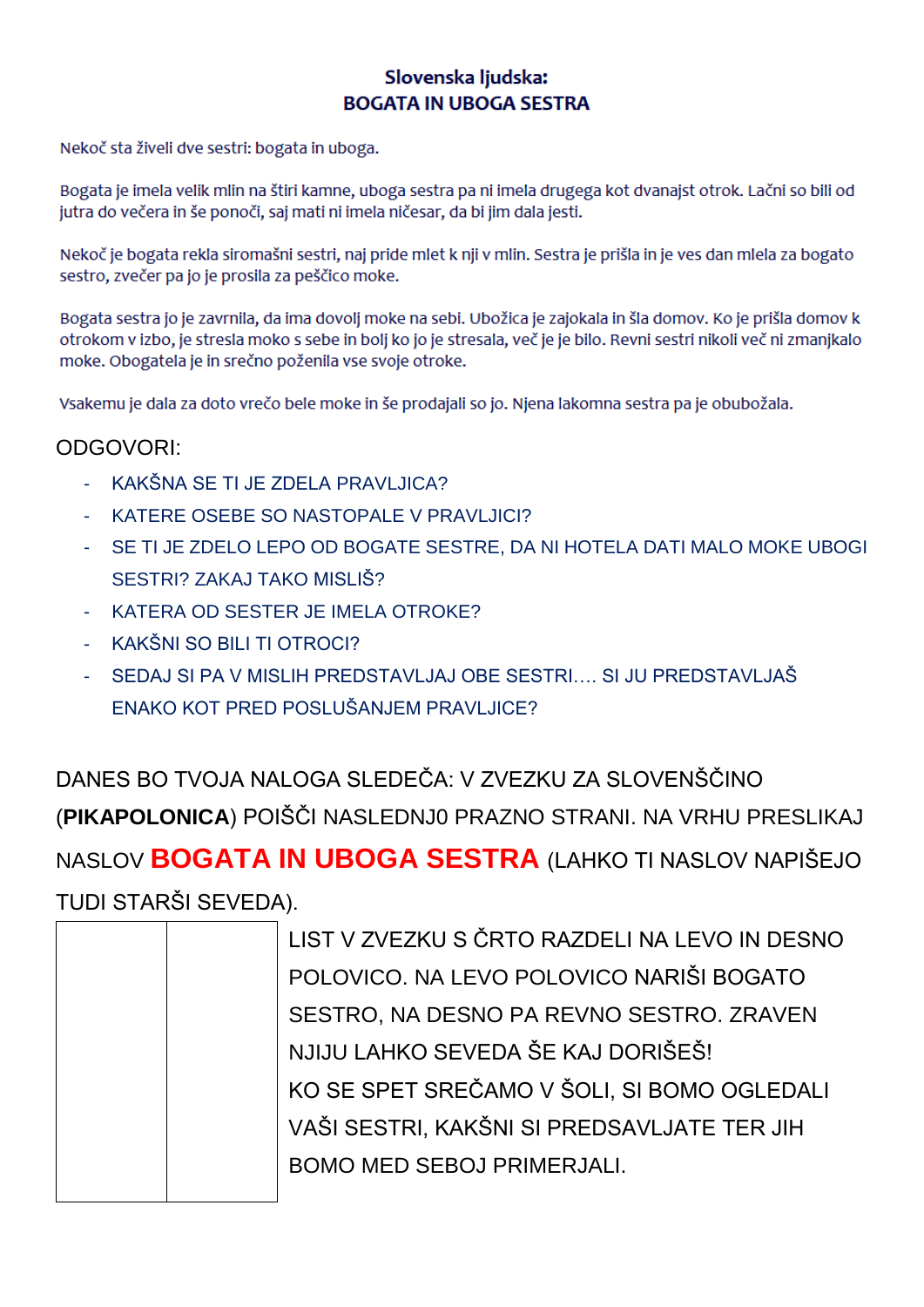## Slovenska ljudska:
## BOGATA IN UBOGA SESTRA

Nekoč sta živeli dve sestri: bogata in uboga.

Bogata je imela velik mlin na štiri kamne, uboga sestra pa ni imela drugega kot dvanajst otrok. Lačni so bili od jutra do večera in še ponoči, saj mati ni imela ničesar, da bi jim dala jesti.

Nekoč je bogata rekla siromašni sestri, naj pride mlet k nji v mlin. Sestra je prišla in je ves dan mlela za bogato sestro, zvečer pa jo je prosila za peščico moke.

Bogata sestra jo je zavrnila, da ima dovolj moke na sebi. Ubožica je zajokala in šla domov. Ko je prišla domov k otrokom v izbo, je stresla moko s sebe in bolj ko jo je stresala, več je je bilo. Revni sestri nikoli več ni zmanjkalo moke. Obogatela je in srečno poženila vse svoje otroke.

Vsakemu je dala za doto vrečo bele moke in še prodajali so jo. Njena lakomna sestra pa je obubožala.

ODGOVORI:

- KAKŠNA SE TI JE ZDELA PRAVLJICA?
- KATERE OSEBE SO NASTOPALE V PRAVLJICI?
- SE TI JE ZDELO LEPO OD BOGATE SESTRE, DA NI HOTELA DATI MALO MOKE UBOGI SESTRI? ZAKAJ TAKO MISLIŠ?
- KATERA OD SESTER JE IMELA OTROKE?
- KAKŠNI SO BILI TI OTROCI?
- SEDAJ SI PA V MISLIH PREDSTAVLJAJ OBE SESTRI…. SI JU PREDSTAVLJAŠ ENAKO KOT PRED POSLUŠANJEM PRAVLJICE?

DANES BO TVOJA NALOGA SLEDEČA: V ZVEZKU ZA SLOVENŠČINO (**PIKAPOLONICA**) POIŠČI NASLEDNJ0 PRAZNO STRANI. NA VRHU PRESLIKAJ NASLOV **BOGATA IN UBOGA SESTRA** (LAHKO TI NASLOV NAPIŠEJO TUDI STARŠI SEVEDA).

LIST V ZVEZKU S ČRTO RAZDELI NA LEVO IN DESNO POLOVICO. NA LEVO POLOVICO NARIŠI BOGATO SESTRO, NA DESNO PA REVNO SESTRO. ZRAVEN NJIJU LAHKO SEVEDA ŠE KAJ DORIŠEŠ!

KO SE SPET SREČAMO V ŠOLI, SI BOMO OGLEDALI VAŠI SESTRI, KAKŠNI SI PREDSAVLJATE TER JIH BOMO MED SEBOJ PRIMERJALI.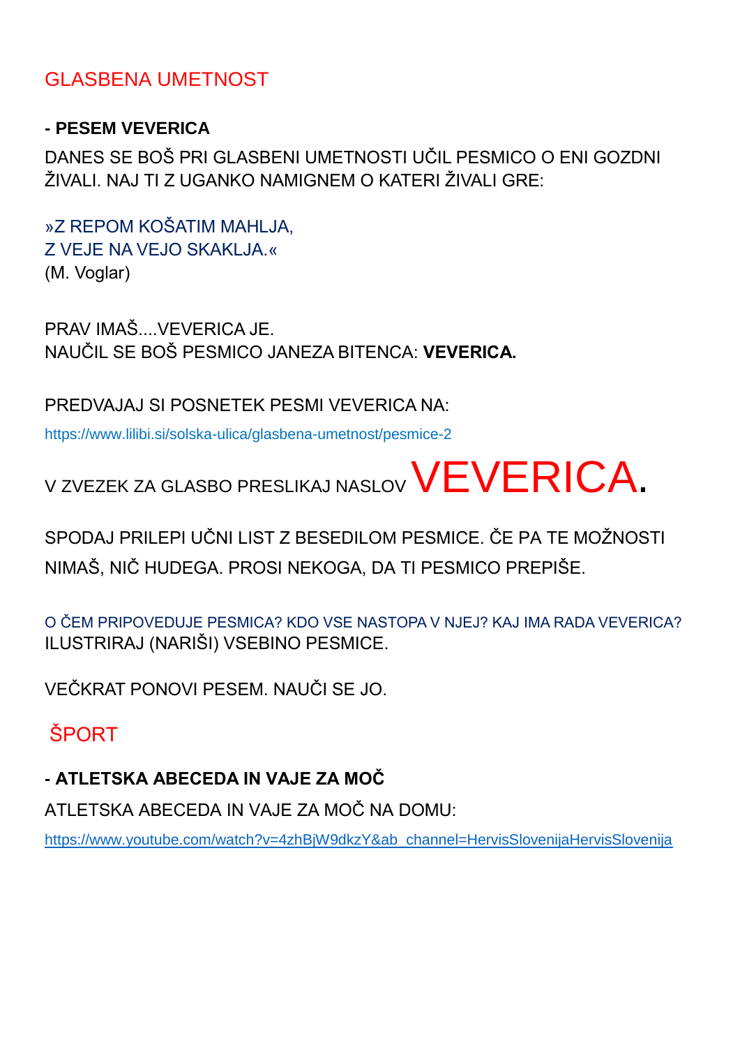## GLASBENA UMETNOST

**- PESEM VEVERICA**

DANES SE BOŠ PRI GLASBENI UMETNOSTI UČIL PESMICO O ENI GOZDNI ŽIVALI. NAJ TI Z UGANKO NAMIGNEM O KATERI ŽIVALI GRE:

»Z REPOM KOŠATIM MAHLJA,
Z VEJE NA VEJO SKAKLJA.«
(M. Voglar)

PRAV IMAŠ....VEVERICA JE.
NAUČIL SE BOŠ PESMICO JANEZA BITENCA: **VEVERICA.**

PREDVAJAJ SI POSNETEK PESMI VEVERICA NA:

https://www.lilibi.si/solska-ulica/glasbena-umetnost/pesmice-2

V ZVEZEK ZA GLASBO PRESLIKAJ NASLOV VEVERICA.

SPODAJ PRILEPI UČNI LIST Z BESEDILOM PESMICE. ČE PA TE MOŽNOSTI NIMAŠ, NIČ HUDEGA. PROSI NEKOGA, DA TI PESMICO PREPIŠE.

O ČEM PRIPOVEDUJE PESMICA? KDO VSE NASTOPA V NJEJ? KAJ IMA RADA VEVERICA?
ILUSTRIRAJ (NARIŠI) VSEBINO PESMICE.

VEČKRAT PONOVI PESEM. NAUČI SE JO.

## ŠPORT

**- ATLETSKA ABECEDA IN VAJE ZA MOČ**

ATLETSKA ABECEDA IN VAJE ZA MOČ NA DOMU:

https://www.youtube.com/watch?v=4zhBjW9dkzY&ab_channel=HervisSlovenijaHervisSlovenija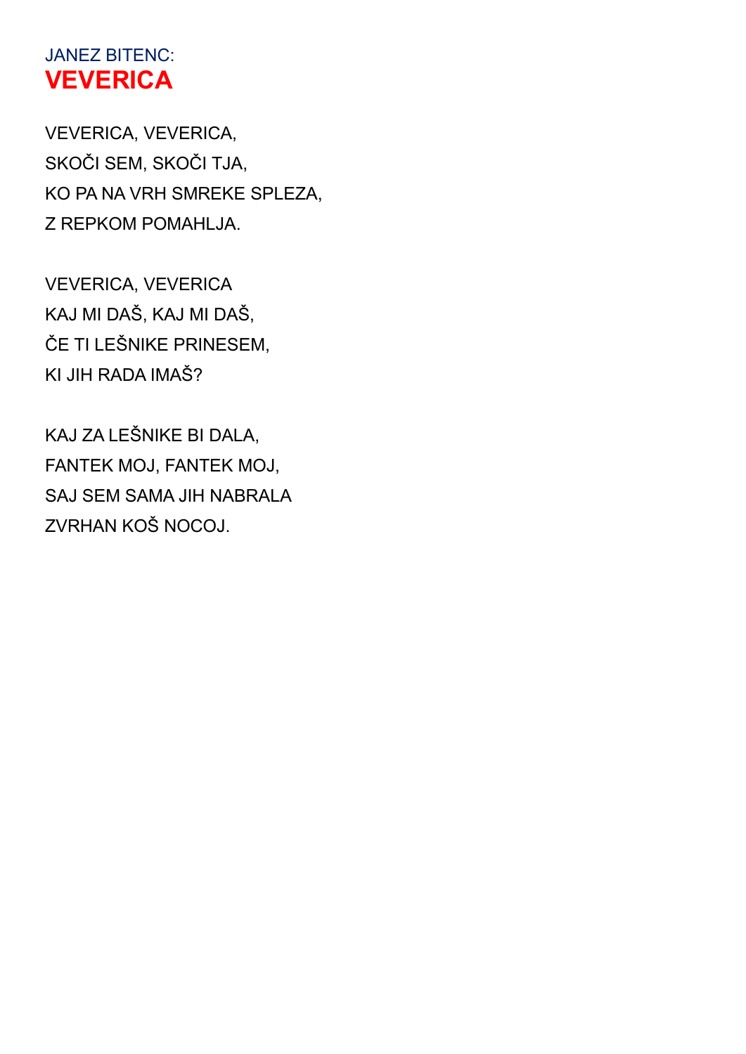JANEZ BITENC:

# VEVERICA

VEVERICA, VEVERICA,
SKOČI SEM, SKOČI TJA,
KO PA NA VRH SMREKE SPLEZA,
Z REPKOM POMAHLJA.

VEVERICA, VEVERICA
KAJ MI DAŠ, KAJ MI DAŠ,
ČE TI LEŠNIKE PRINESEM,
KI JIH RADA IMAŠ?

KAJ ZA LEŠNIKE BI DALA,
FANTEK MOJ, FANTEK MOJ,
SAJ SEM SAMA JIH NABRALA
ZVRHAN KOŠ NOCOJ.